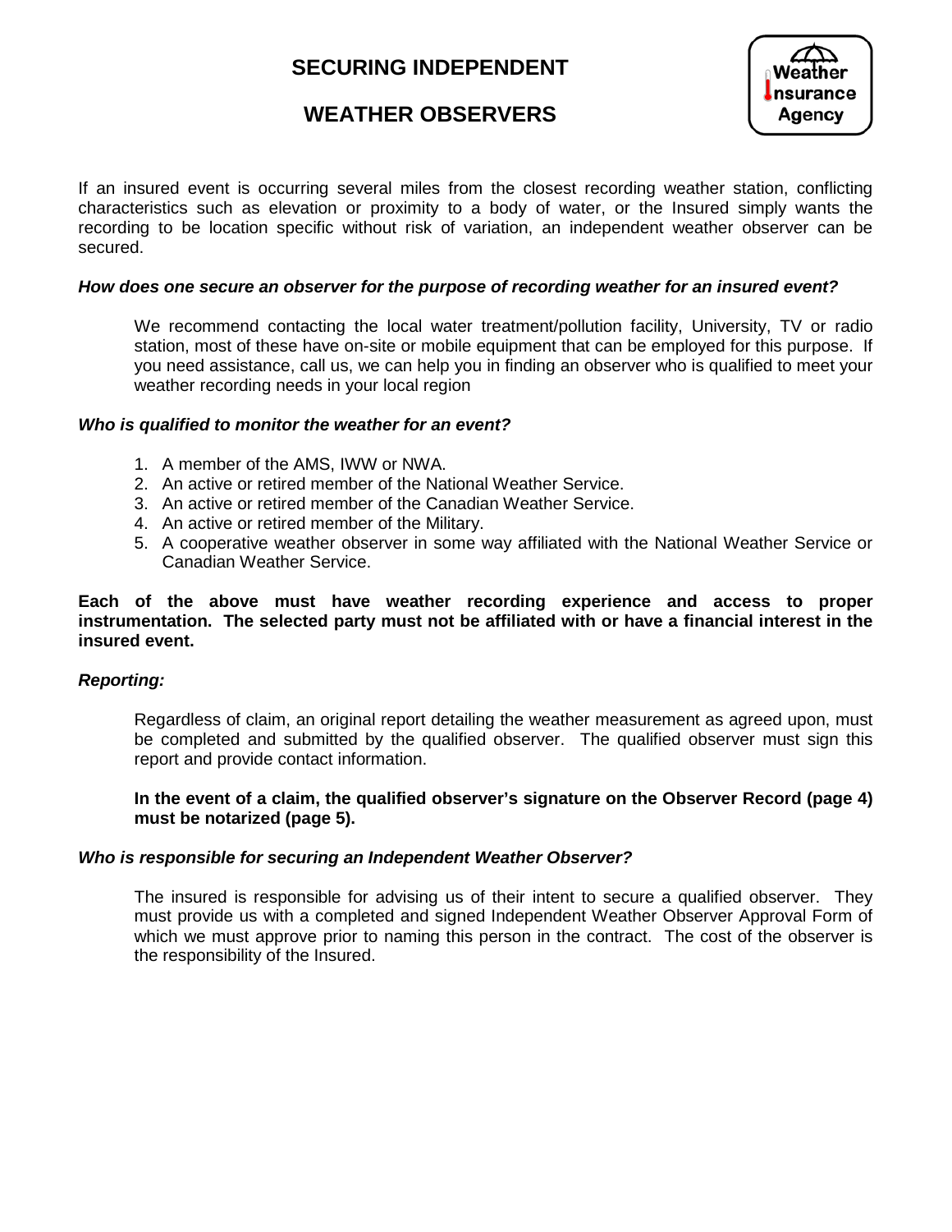# SECURING INDEPENDENT WEATHER OBSERVERS

Weather Insurance Agency

If an insured event is occurring several miles from the closest recording weather station, conflicting characteristics such as elevation or proximity to a body of water, or the Insured simply wants the recording to be location specific without risk of variation, an independent weather observer can be secured.

***How does one secure an observer for the purpose of recording weather for an insured event?***

We recommend contacting the local water treatment/pollution facility, University, TV or radio station, most of these have on-site or mobile equipment that can be employed for this purpose. If you need assistance, call us, we can help you in finding an observer who is qualified to meet your weather recording needs in your local region

***Who is qualified to monitor the weather for an event?***

1. A member of the AMS, IWW or NWA.
2. An active or retired member of the National Weather Service.
3. An active or retired member of the Canadian Weather Service.
4. An active or retired member of the Military.
5. A cooperative weather observer in some way affiliated with the National Weather Service or Canadian Weather Service.

**Each of the above must have weather recording experience and access to proper instrumentation. The selected party must not be affiliated with or have a financial interest in the insured event.**

***Reporting:***

Regardless of claim, an original report detailing the weather measurement as agreed upon, must be completed and submitted by the qualified observer. The qualified observer must sign this report and provide contact information.

**In the event of a claim, the qualified observer's signature on the Observer Record (page 4) must be notarized (page 5).**

***Who is responsible for securing an Independent Weather Observer?***

The insured is responsible for advising us of their intent to secure a qualified observer. They must provide us with a completed and signed Independent Weather Observer Approval Form of which we must approve prior to naming this person in the contract. The cost of the observer is the responsibility of the Insured.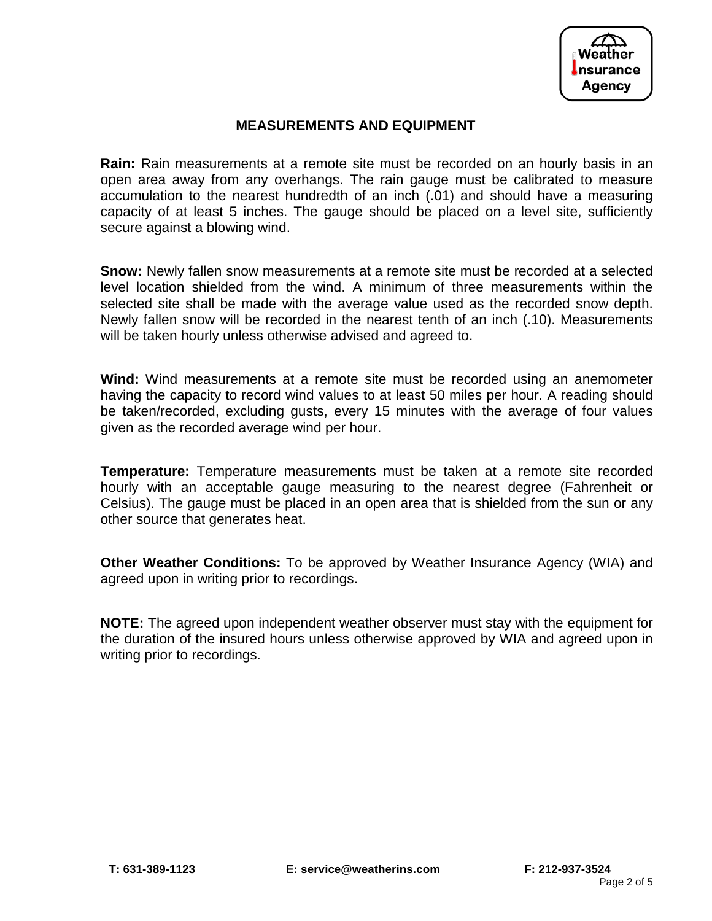## MEASUREMENTS AND EQUIPMENT

**Rain:** Rain measurements at a remote site must be recorded on an hourly basis in an open area away from any overhangs. The rain gauge must be calibrated to measure accumulation to the nearest hundredth of an inch (.01) and should have a measuring capacity of at least 5 inches. The gauge should be placed on a level site, sufficiently secure against a blowing wind.

**Snow:** Newly fallen snow measurements at a remote site must be recorded at a selected level location shielded from the wind. A minimum of three measurements within the selected site shall be made with the average value used as the recorded snow depth. Newly fallen snow will be recorded in the nearest tenth of an inch (.10). Measurements will be taken hourly unless otherwise advised and agreed to.

**Wind:** Wind measurements at a remote site must be recorded using an anemometer having the capacity to record wind values to at least 50 miles per hour. A reading should be taken/recorded, excluding gusts, every 15 minutes with the average of four values given as the recorded average wind per hour.

**Temperature:** Temperature measurements must be taken at a remote site recorded hourly with an acceptable gauge measuring to the nearest degree (Fahrenheit or Celsius). The gauge must be placed in an open area that is shielded from the sun or any other source that generates heat.

**Other Weather Conditions:** To be approved by Weather Insurance Agency (WIA) and agreed upon in writing prior to recordings.

**NOTE:** The agreed upon independent weather observer must stay with the equipment for the duration of the insured hours unless otherwise approved by WIA and agreed upon in writing prior to recordings.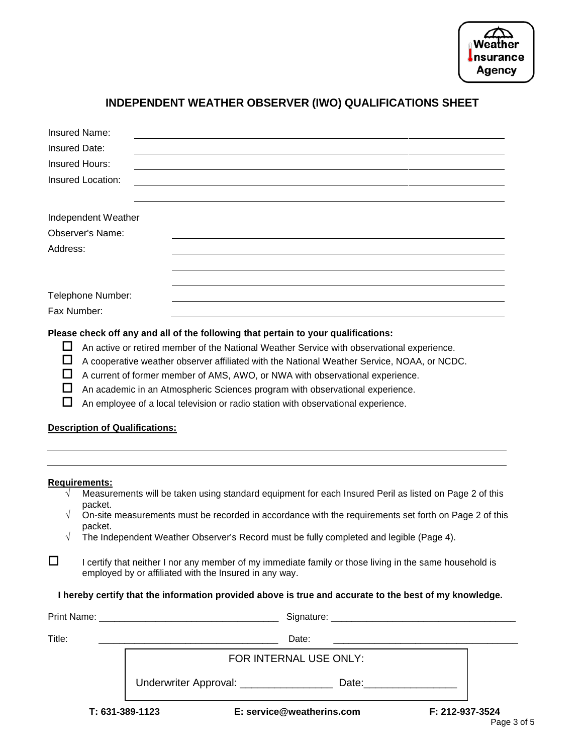# INDEPENDENT WEATHER OBSERVER (IWO) QUALIFICATIONS SHEET

Insured Name: ______________________________

Insured Date: ______________________________

Insured Hours: ______________________________

Insured Location: ______________________________

______________________________

Independent Weather Observer's Name: ______________________________

Address: ______________________________

______________________________

______________________________

Telephone Number: ______________________________

Fax Number: ______________________________

**Please check off any and all of the following that pertain to your qualifications:**

- ☐ An active or retired member of the National Weather Service with observational experience.
- ☐ A cooperative weather observer affiliated with the National Weather Service, NOAA, or NCDC.
- ☐ A current of former member of AMS, AWO, or NWA with observational experience.
- ☐ An academic in an Atmospheric Sciences program with observational experience.
- ☐ An employee of a local television or radio station with observational experience.

**Description of Qualifications:**

______________________________

______________________________

**Requirements:**

- √ Measurements will be taken using standard equipment for each Insured Peril as listed on Page 2 of this packet.
- √ On-site measurements must be recorded in accordance with the requirements set forth on Page 2 of this packet.
- √ The Independent Weather Observer's Record must be fully completed and legible (Page 4).

☐ I certify that neither I nor any member of my immediate family or those living in the same household is employed by or affiliated with the Insured in any way.

**I hereby certify that the information provided above is true and accurate to the best of my knowledge.**

Print Name: ______________________________ Signature: ______________________________

Title: ______________________________ Date: ______________________________

| FOR INTERNAL USE ONLY: |
| --- |
| Underwriter Approval: ________________ Date: ________________ |

T: 631-389-1123 E: service@weatherins.com F: 212-937-3524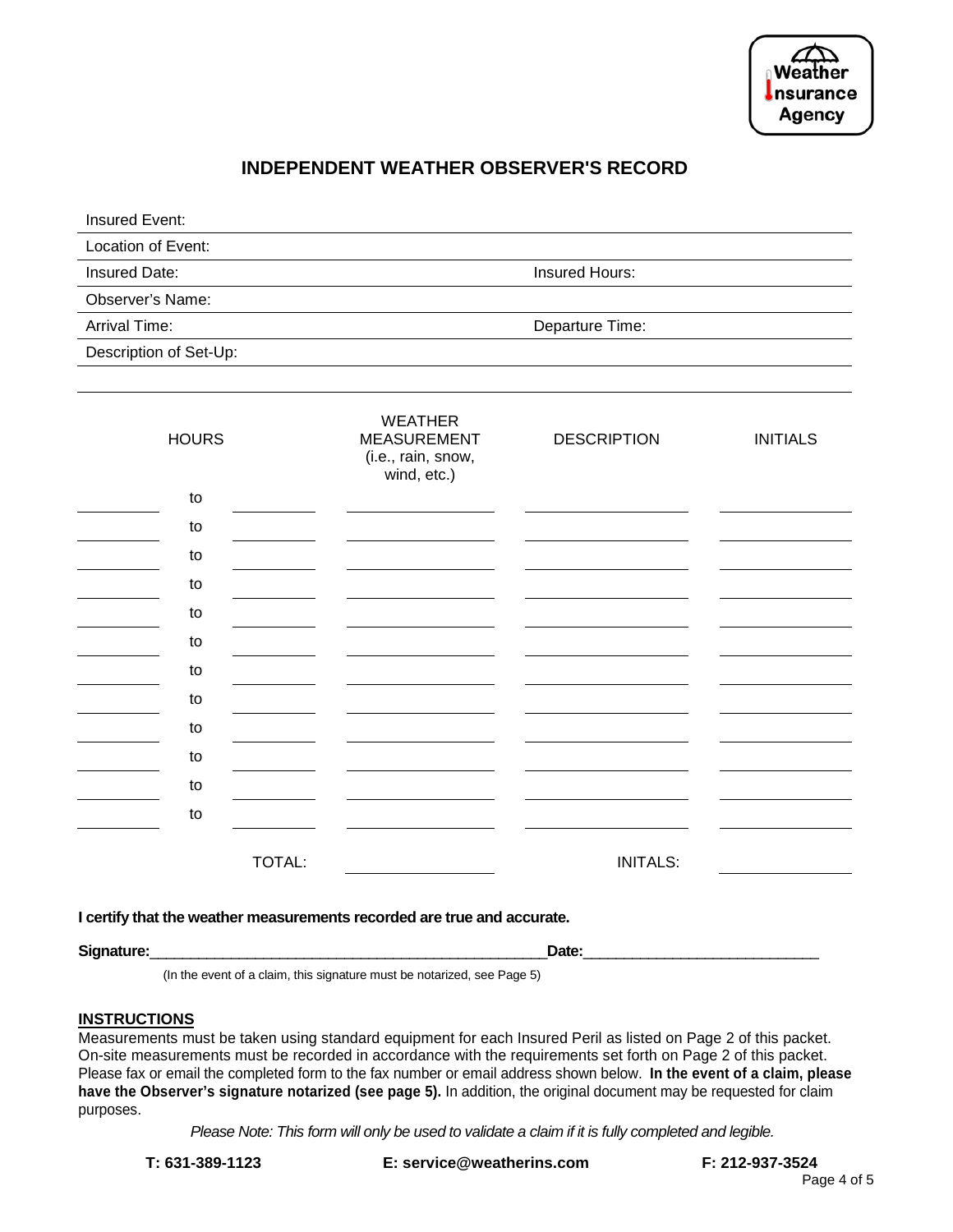Weather Insurance Agency

# INDEPENDENT WEATHER OBSERVER'S RECORD

Insured Event:

Location of Event:

Insured Date: Insured Hours:

Observer's Name:

Arrival Time: Departure Time:

Description of Set-Up:

| HOURS | | | WEATHER MEASUREMENT (i.e., rain, snow, wind, etc.) | DESCRIPTION | INITIALS |
|---|---|---|---|---|---|
| | to | | | | |
| | to | | | | |
| | to | | | | |
| | to | | | | |
| | to | | | | |
| | to | | | | |
| | to | | | | |
| | to | | | | |
| | to | | | | |
| | to | | | | |
| | to | | | | |
| | to | | | | |
| | | TOTAL: | | INITALS: | |

**I certify that the weather measurements recorded are true and accurate.**

**Signature:**\_\_\_\_\_\_\_\_\_\_\_\_\_\_\_\_\_\_\_\_\_\_\_\_\_\_\_\_\_\_\_\_\_\_\_\_\_\_\_\_ **Date:**\_\_\_\_\_\_\_\_\_\_\_\_\_\_\_\_\_\_\_\_\_\_\_\_\_\_

(In the event of a claim, this signature must be notarized, see Page 5)

## INSTRUCTIONS

Measurements must be taken using standard equipment for each Insured Peril as listed on Page 2 of this packet. On-site measurements must be recorded in accordance with the requirements set forth on Page 2 of this packet. Please fax or email the completed form to the fax number or email address shown below. **In the event of a claim, please have the Observer's signature notarized (see page 5).** In addition, the original document may be requested for claim purposes.

*Please Note: This form will only be used to validate a claim if it is fully completed and legible.*

**T: 631-389-1123** **E: service@weatherins.com** **F: 212-937-3524**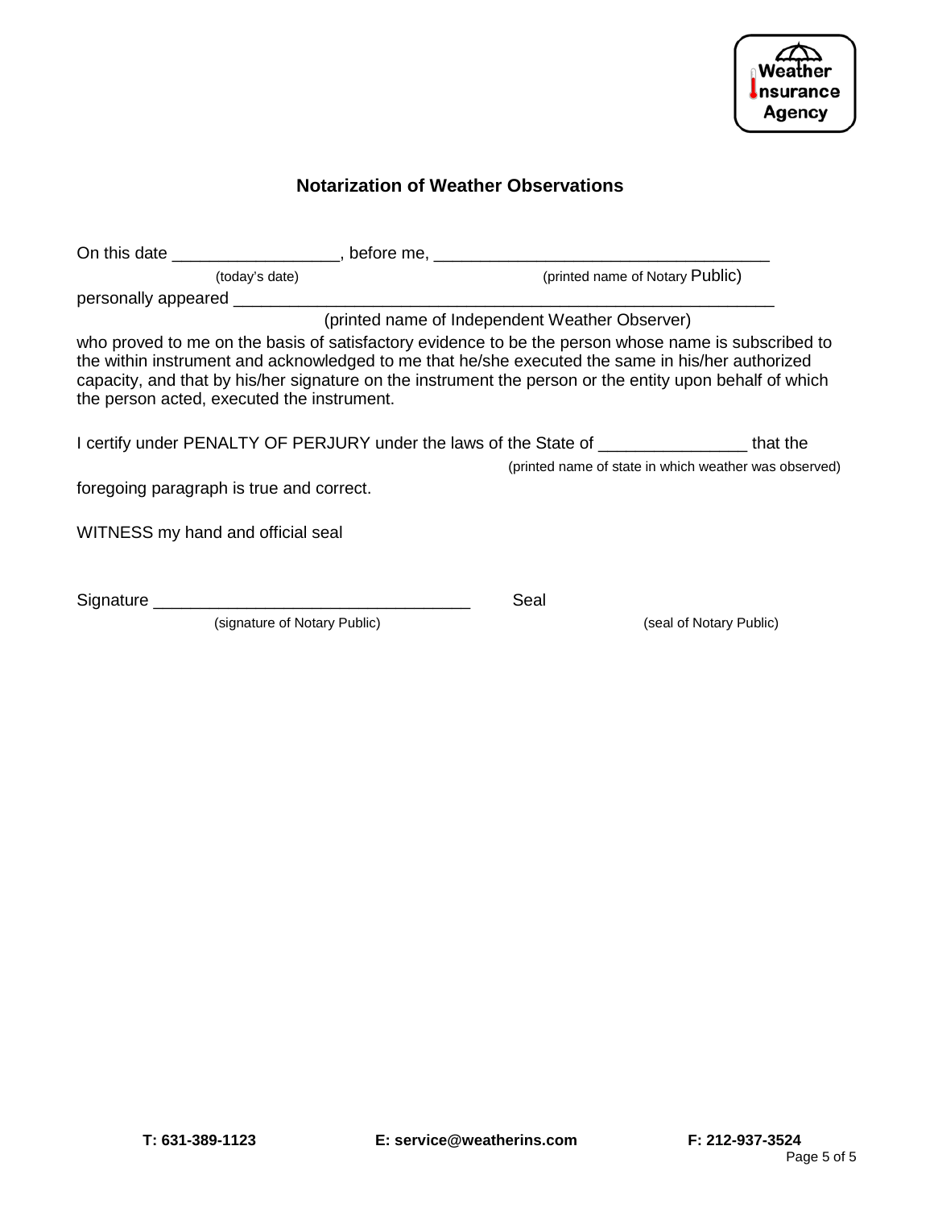Weather Insurance Agency

## Notarization of Weather Observations

On this date __________________, before me, ____________________________________
(today's date) (printed name of Notary Public)

personally appeared ____________________________________________________________
(printed name of Independent Weather Observer)

who proved to me on the basis of satisfactory evidence to be the person whose name is subscribed to the within instrument and acknowledged to me that he/she executed the same in his/her authorized capacity, and that by his/her signature on the instrument the person or the entity upon behalf of which the person acted, executed the instrument.

I certify under PENALTY OF PERJURY under the laws of the State of ________________ that the foregoing paragraph is true and correct.
(printed name of state in which weather was observed)

WITNESS my hand and official seal

Signature __________________________________ Seal
(signature of Notary Public) (seal of Notary Public)

**T: 631-389-1123** **E: service@weatherins.com** **F: 212-937-3524**